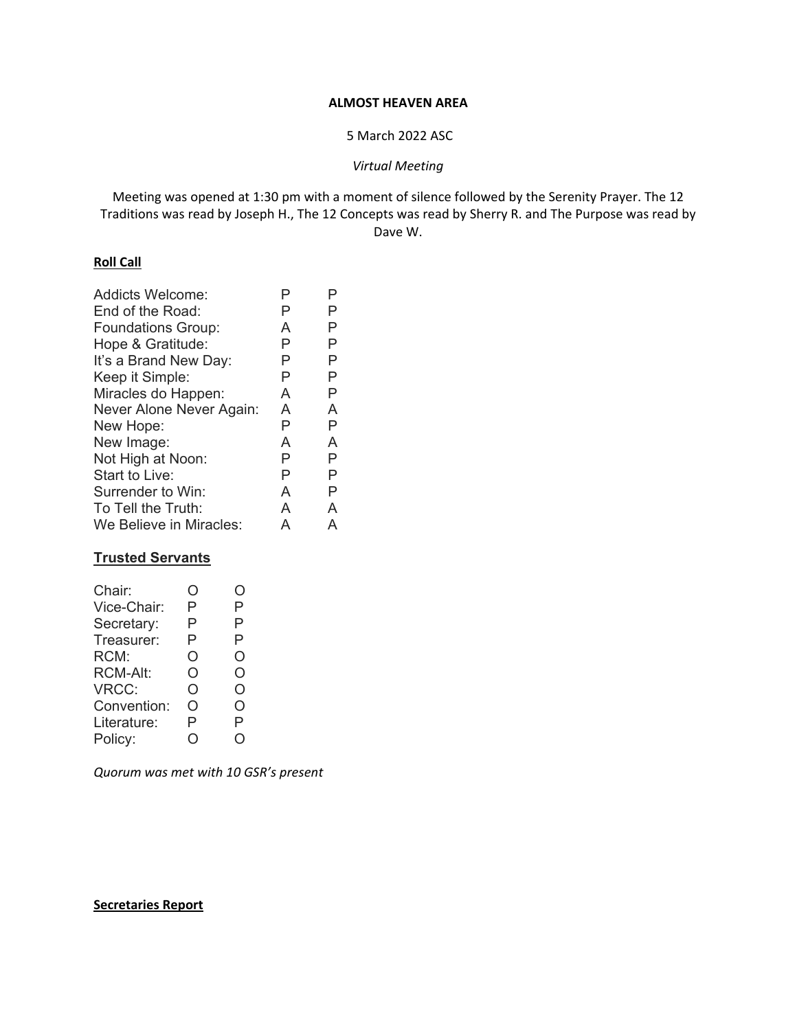**ALMOST HEAVEN AREA**

5 March 2022 ASC

*Virtual Meeting*

Meeting was opened at 1:30 pm with a moment of silence followed by the Serenity Prayer. The 12 Traditions was read by Joseph H., The 12 Concepts was read by Sherry R. and The Purpose was read by Dave W.

**Roll Call**

| | | |
|---|---|---|
| Addicts Welcome: | P | P |
| End of the Road: | P | P |
| Foundations Group: | A | P |
| Hope & Gratitude: | P | P |
| It's a Brand New Day: | P | P |
| Keep it Simple: | P | P |
| Miracles do Happen: | A | P |
| Never Alone Never Again: | A | A |
| New Hope: | P | P |
| New Image: | A | A |
| Not High at Noon: | P | P |
| Start to Live: | P | P |
| Surrender to Win: | A | P |
| To Tell the Truth: | A | A |
| We Believe in Miracles: | A | A |

**Trusted Servants**

| | | |
|---|---|---|
| Chair: | O | O |
| Vice-Chair: | P | P |
| Secretary: | P | P |
| Treasurer: | P | P |
| RCM: | O | O |
| RCM-Alt: | O | O |
| VRCC: | O | O |
| Convention: | O | O |
| Literature: | P | P |
| Policy: | O | O |

*Quorum was met with 10 GSR's present*

**Secretaries Report**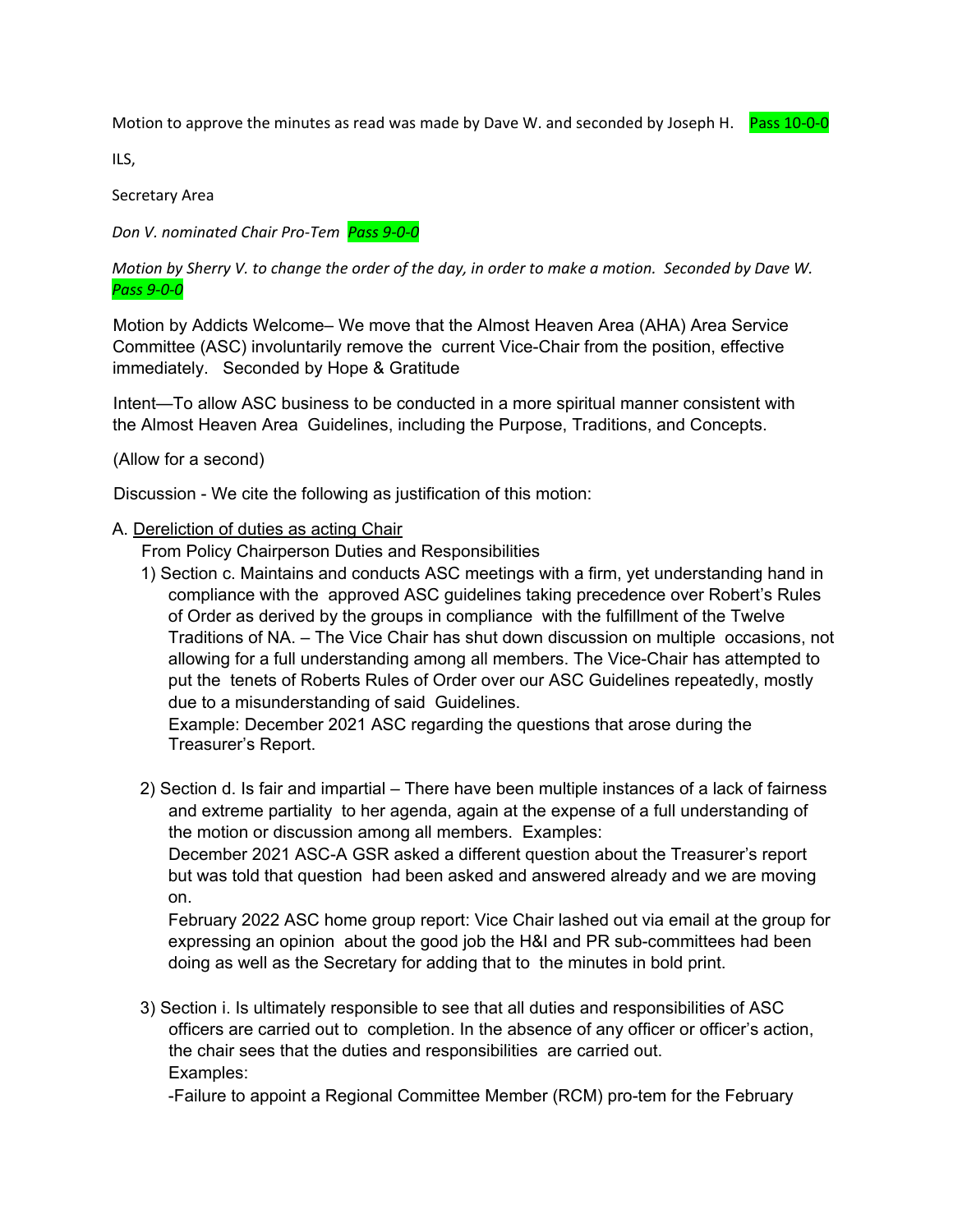Motion to approve the minutes as read was made by Dave W. and seconded by Joseph H. Pass 10-0-0

ILS,

Secretary Area

*Don V. nominated Chair Pro-Tem Pass 9-0-0*

*Motion by Sherry V. to change the order of the day, in order to make a motion. Seconded by Dave W. Pass 9-0-0*

Motion by Addicts Welcome– We move that the Almost Heaven Area (AHA) Area Service Committee (ASC) involuntarily remove the current Vice-Chair from the position, effective immediately. Seconded by Hope & Gratitude

Intent—To allow ASC business to be conducted in a more spiritual manner consistent with the Almost Heaven Area Guidelines, including the Purpose, Traditions, and Concepts.

(Allow for a second)

Discussion - We cite the following as justification of this motion:

A. Dereliction of duties as acting Chair

From Policy Chairperson Duties and Responsibilities

1) Section c. Maintains and conducts ASC meetings with a firm, yet understanding hand in compliance with the approved ASC guidelines taking precedence over Robert's Rules of Order as derived by the groups in compliance with the fulfillment of the Twelve Traditions of NA. – The Vice Chair has shut down discussion on multiple occasions, not allowing for a full understanding among all members. The Vice-Chair has attempted to put the tenets of Roberts Rules of Order over our ASC Guidelines repeatedly, mostly due to a misunderstanding of said Guidelines.
   Example: December 2021 ASC regarding the questions that arose during the Treasurer's Report.

2) Section d. Is fair and impartial – There have been multiple instances of a lack of fairness and extreme partiality to her agenda, again at the expense of a full understanding of the motion or discussion among all members. Examples:
   December 2021 ASC-A GSR asked a different question about the Treasurer's report but was told that question had been asked and answered already and we are moving on.
   February 2022 ASC home group report: Vice Chair lashed out via email at the group for expressing an opinion about the good job the H&I and PR sub-committees had been doing as well as the Secretary for adding that to the minutes in bold print.

3) Section i. Is ultimately responsible to see that all duties and responsibilities of ASC officers are carried out to completion. In the absence of any officer or officer's action, the chair sees that the duties and responsibilities are carried out.
   Examples:
   -Failure to appoint a Regional Committee Member (RCM) pro-tem for the February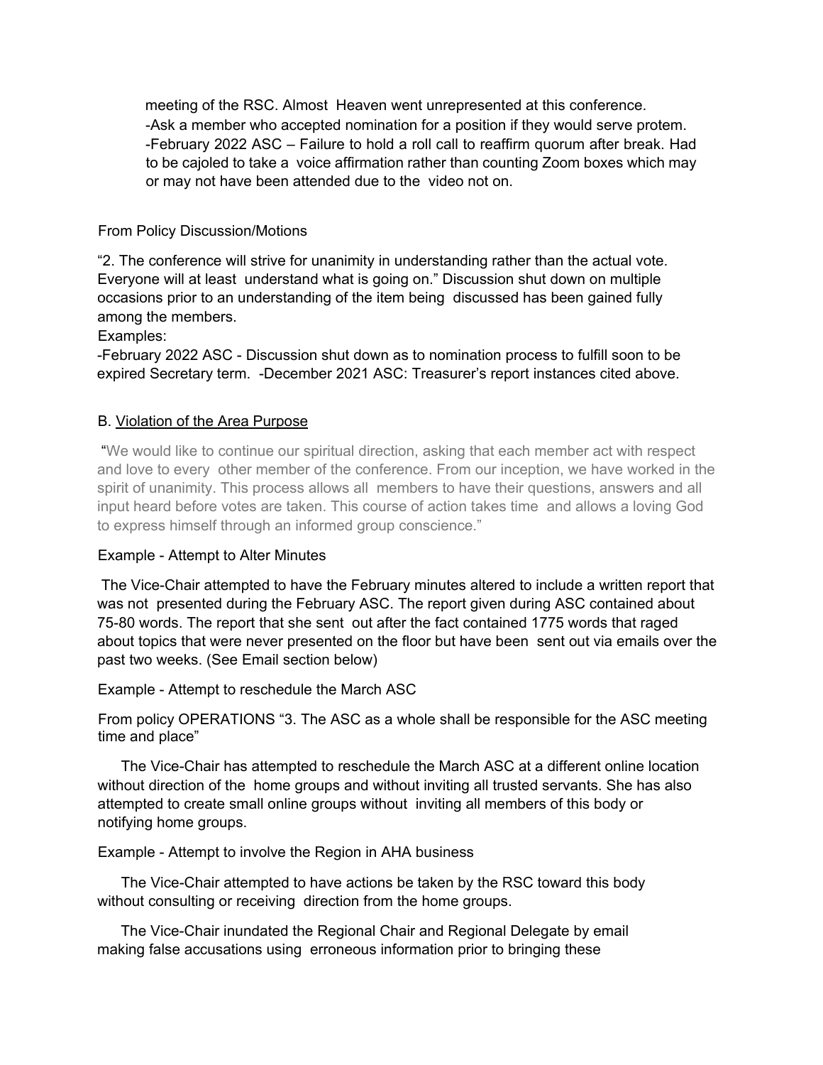meeting of the RSC. Almost Heaven went unrepresented at this conference.
-Ask a member who accepted nomination for a position if they would serve protem.
-February 2022 ASC – Failure to hold a roll call to reaffirm quorum after break. Had to be cajoled to take a voice affirmation rather than counting Zoom boxes which may or may not have been attended due to the video not on.

From Policy Discussion/Motions

"2. The conference will strive for unanimity in understanding rather than the actual vote. Everyone will at least understand what is going on." Discussion shut down on multiple occasions prior to an understanding of the item being discussed has been gained fully among the members.

Examples:

-February 2022 ASC - Discussion shut down as to nomination process to fulfill soon to be expired Secretary term. -December 2021 ASC: Treasurer's report instances cited above.

B. Violation of the Area Purpose

"We would like to continue our spiritual direction, asking that each member act with respect and love to every other member of the conference. From our inception, we have worked in the spirit of unanimity. This process allows all members to have their questions, answers and all input heard before votes are taken. This course of action takes time and allows a loving God to express himself through an informed group conscience."

Example - Attempt to Alter Minutes

The Vice-Chair attempted to have the February minutes altered to include a written report that was not presented during the February ASC. The report given during ASC contained about 75-80 words. The report that she sent out after the fact contained 1775 words that raged about topics that were never presented on the floor but have been sent out via emails over the past two weeks. (See Email section below)

Example - Attempt to reschedule the March ASC

From policy OPERATIONS "3. The ASC as a whole shall be responsible for the ASC meeting time and place"

The Vice-Chair has attempted to reschedule the March ASC at a different online location without direction of the home groups and without inviting all trusted servants. She has also attempted to create small online groups without inviting all members of this body or notifying home groups.

Example - Attempt to involve the Region in AHA business

The Vice-Chair attempted to have actions be taken by the RSC toward this body without consulting or receiving direction from the home groups.

The Vice-Chair inundated the Regional Chair and Regional Delegate by email making false accusations using erroneous information prior to bringing these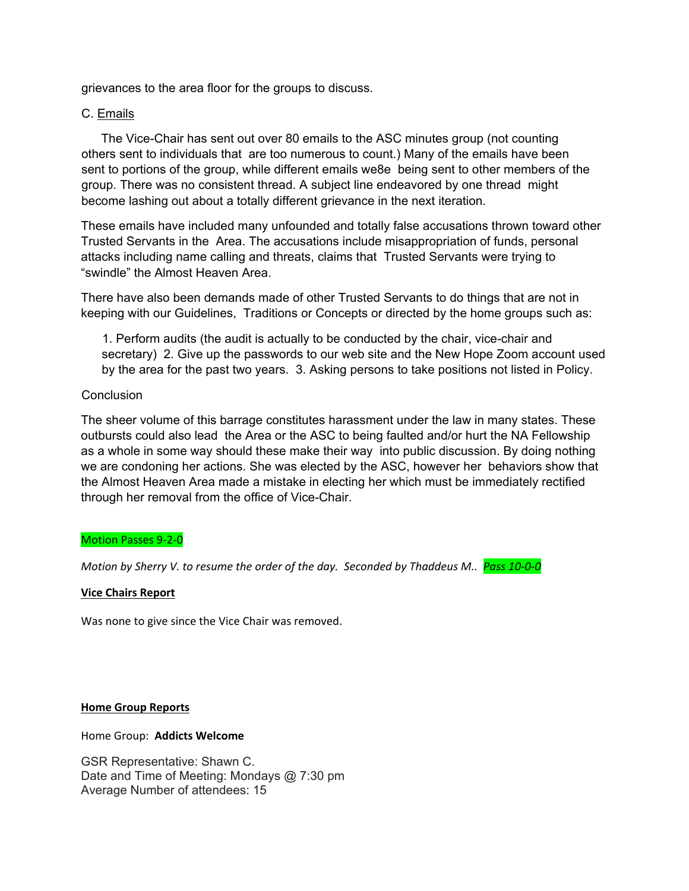grievances to the area floor for the groups to discuss.

C. Emails

The Vice-Chair has sent out over 80 emails to the ASC minutes group (not counting others sent to individuals that are too numerous to count.) Many of the emails have been sent to portions of the group, while different emails we8e being sent to other members of the group. There was no consistent thread. A subject line endeavored by one thread might become lashing out about a totally different grievance in the next iteration.

These emails have included many unfounded and totally false accusations thrown toward other Trusted Servants in the Area. The accusations include misappropriation of funds, personal attacks including name calling and threats, claims that Trusted Servants were trying to "swindle" the Almost Heaven Area.

There have also been demands made of other Trusted Servants to do things that are not in keeping with our Guidelines, Traditions or Concepts or directed by the home groups such as:

1. Perform audits (the audit is actually to be conducted by the chair, vice-chair and secretary) 2. Give up the passwords to our web site and the New Hope Zoom account used by the area for the past two years. 3. Asking persons to take positions not listed in Policy.

Conclusion

The sheer volume of this barrage constitutes harassment under the law in many states. These outbursts could also lead the Area or the ASC to being faulted and/or hurt the NA Fellowship as a whole in some way should these make their way into public discussion. By doing nothing we are condoning her actions. She was elected by the ASC, however her behaviors show that the Almost Heaven Area made a mistake in electing her which must be immediately rectified through her removal from the office of Vice-Chair.

Motion Passes 9-2-0

*Motion by Sherry V. to resume the order of the day. Seconded by Thaddeus M.. Pass 10-0-0*

**Vice Chairs Report**

Was none to give since the Vice Chair was removed.

**Home Group Reports**

Home Group: **Addicts Welcome**

GSR Representative: Shawn C.
Date and Time of Meeting: Mondays @ 7:30 pm
Average Number of attendees: 15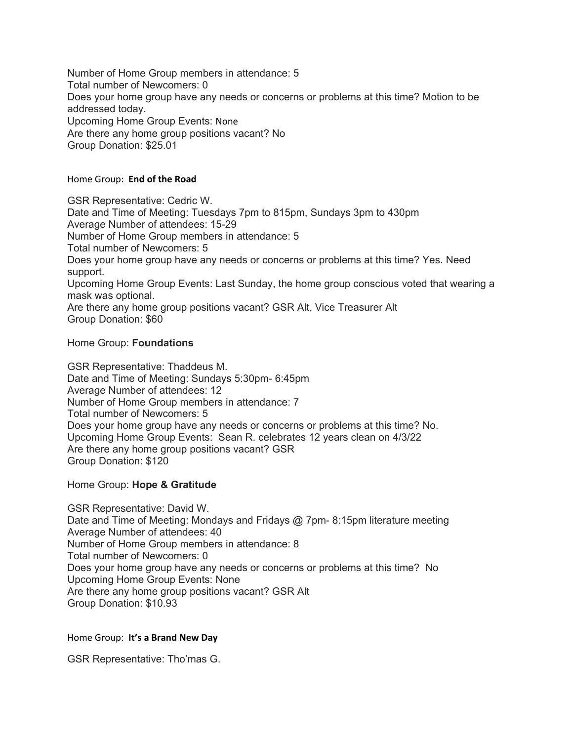Number of Home Group members in attendance: 5
Total number of Newcomers: 0
Does your home group have any needs or concerns or problems at this time? Motion to be addressed today.
Upcoming Home Group Events: None
Are there any home group positions vacant? No
Group Donation: $25.01

Home Group: **End of the Road**

GSR Representative: Cedric W.
Date and Time of Meeting: Tuesdays 7pm to 815pm, Sundays 3pm to 430pm
Average Number of attendees: 15-29
Number of Home Group members in attendance: 5
Total number of Newcomers: 5
Does your home group have any needs or concerns or problems at this time? Yes. Need support.
Upcoming Home Group Events: Last Sunday, the home group conscious voted that wearing a mask was optional.
Are there any home group positions vacant? GSR Alt, Vice Treasurer Alt
Group Donation: $60

Home Group: **Foundations**

GSR Representative: Thaddeus M.
Date and Time of Meeting: Sundays 5:30pm- 6:45pm
Average Number of attendees: 12
Number of Home Group members in attendance: 7
Total number of Newcomers: 5
Does your home group have any needs or concerns or problems at this time? No.
Upcoming Home Group Events: Sean R. celebrates 12 years clean on 4/3/22
Are there any home group positions vacant? GSR
Group Donation: $120

Home Group: **Hope & Gratitude**

GSR Representative: David W.
Date and Time of Meeting: Mondays and Fridays @ 7pm- 8:15pm literature meeting
Average Number of attendees: 40
Number of Home Group members in attendance: 8
Total number of Newcomers: 0
Does your home group have any needs or concerns or problems at this time? No
Upcoming Home Group Events: None
Are there any home group positions vacant? GSR Alt
Group Donation: $10.93

Home Group: **It's a Brand New Day**

GSR Representative: Tho'mas G.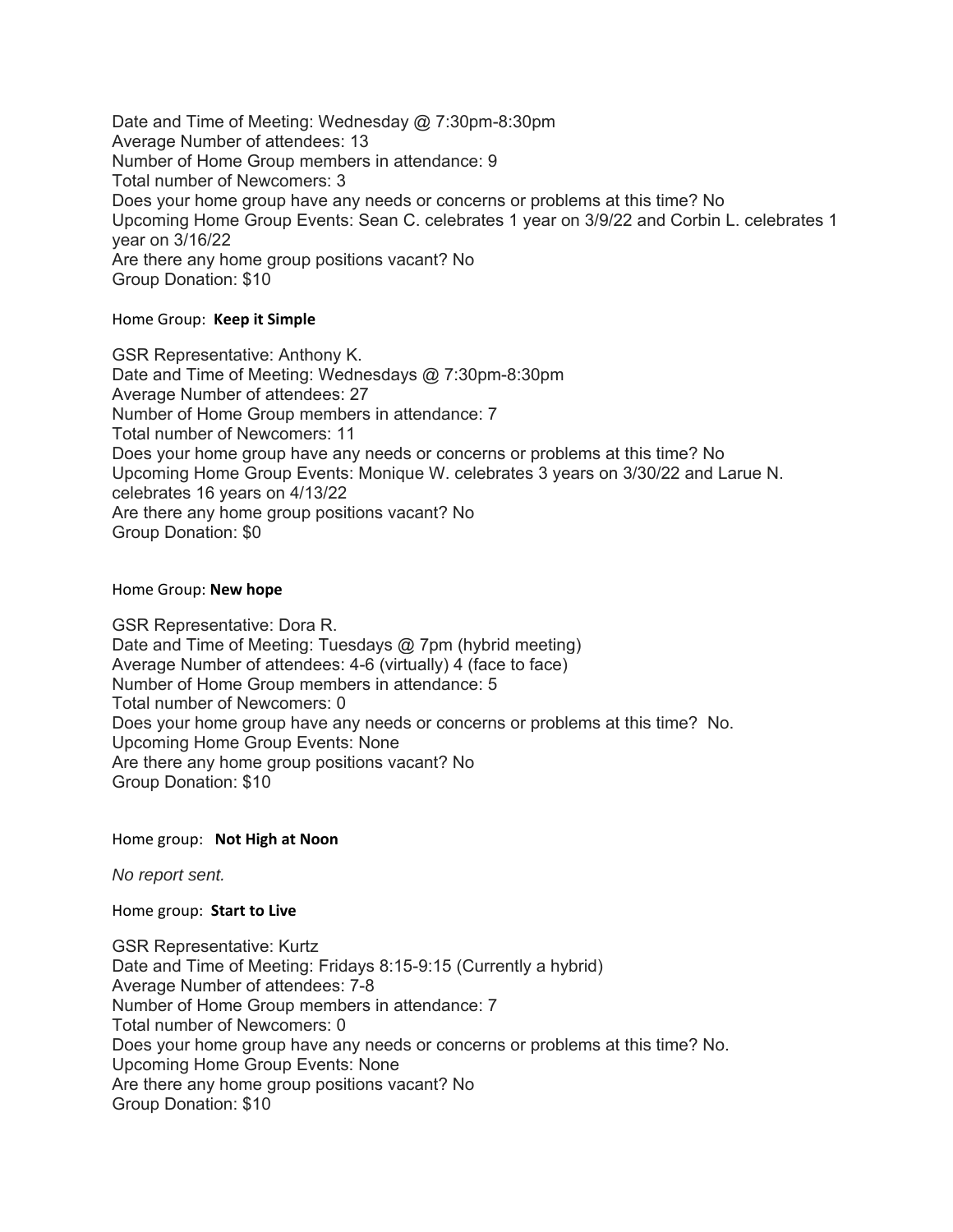Date and Time of Meeting: Wednesday @ 7:30pm-8:30pm
Average Number of attendees: 13
Number of Home Group members in attendance: 9
Total number of Newcomers: 3
Does your home group have any needs or concerns or problems at this time? No
Upcoming Home Group Events: Sean C. celebrates 1 year on 3/9/22 and Corbin L. celebrates 1 year on 3/16/22
Are there any home group positions vacant? No
Group Donation: $10

Home Group: **Keep it Simple**

GSR Representative: Anthony K.
Date and Time of Meeting: Wednesdays @ 7:30pm-8:30pm
Average Number of attendees: 27
Number of Home Group members in attendance: 7
Total number of Newcomers: 11
Does your home group have any needs or concerns or problems at this time? No
Upcoming Home Group Events: Monique W. celebrates 3 years on 3/30/22 and Larue N. celebrates 16 years on 4/13/22
Are there any home group positions vacant? No
Group Donation: $0

Home Group: **New hope**

GSR Representative: Dora R.
Date and Time of Meeting: Tuesdays @ 7pm (hybrid meeting)
Average Number of attendees: 4-6 (virtually) 4 (face to face)
Number of Home Group members in attendance: 5
Total number of Newcomers: 0
Does your home group have any needs or concerns or problems at this time? No.
Upcoming Home Group Events: None
Are there any home group positions vacant? No
Group Donation: $10

Home group: **Not High at Noon**

*No report sent.*

Home group: **Start to Live**

GSR Representative: Kurtz
Date and Time of Meeting: Fridays 8:15-9:15 (Currently a hybrid)
Average Number of attendees: 7-8
Number of Home Group members in attendance: 7
Total number of Newcomers: 0
Does your home group have any needs or concerns or problems at this time? No.
Upcoming Home Group Events: None
Are there any home group positions vacant? No
Group Donation: $10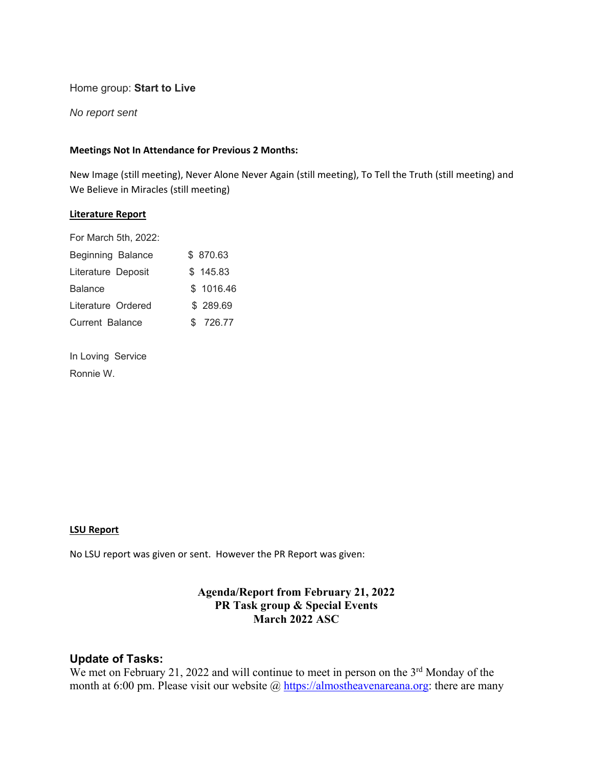Home group: **Start to Live**

*No report sent*

**Meetings Not In Attendance for Previous 2 Months:**

New Image (still meeting), Never Alone Never Again (still meeting), To Tell the Truth (still meeting) and We Believe in Miracles (still meeting)

**Literature Report**

For March 5th, 2022:

| | |
|---|---|
| Beginning Balance | $ 870.63 |
| Literature Deposit | $ 145.83 |
| Balance | $ 1016.46 |
| Literature Ordered | $ 289.69 |
| Current Balance | $ 726.77 |

In Loving Service

Ronnie W.

**LSU Report**

No LSU report was given or sent. However the PR Report was given:

**Agenda/Report from February 21, 2022**
**PR Task group & Special Events**
**March 2022 ASC**

## Update of Tasks:

We met on February 21, 2022 and will continue to meet in person on the 3rd Monday of the month at 6:00 pm. Please visit our website @ https://almostheavenareana.org: there are many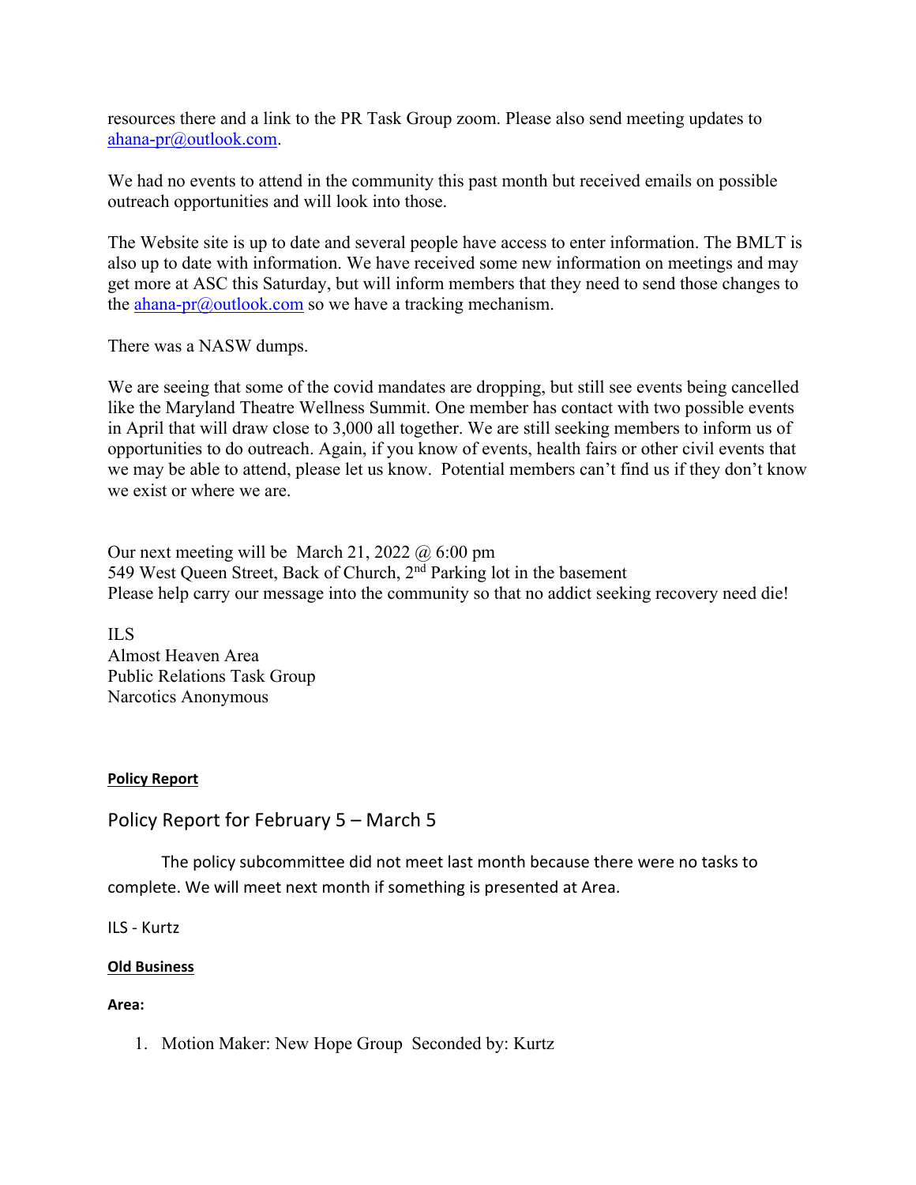resources there and a link to the PR Task Group zoom. Please also send meeting updates to ahana-pr@outlook.com.

We had no events to attend in the community this past month but received emails on possible outreach opportunities and will look into those.

The Website site is up to date and several people have access to enter information. The BMLT is also up to date with information. We have received some new information on meetings and may get more at ASC this Saturday, but will inform members that they need to send those changes to the ahana-pr@outlook.com so we have a tracking mechanism.

There was a NASW dumps.

We are seeing that some of the covid mandates are dropping, but still see events being cancelled like the Maryland Theatre Wellness Summit. One member has contact with two possible events in April that will draw close to 3,000 all together. We are still seeking members to inform us of opportunities to do outreach. Again, if you know of events, health fairs or other civil events that we may be able to attend, please let us know. Potential members can't find us if they don't know we exist or where we are.

Our next meeting will be March 21, 2022 @ 6:00 pm
549 West Queen Street, Back of Church, 2nd Parking lot in the basement
Please help carry our message into the community so that no addict seeking recovery need die!

ILS
Almost Heaven Area
Public Relations Task Group
Narcotics Anonymous

**Policy Report**

## Policy Report for February 5 – March 5

The policy subcommittee did not meet last month because there were no tasks to complete. We will meet next month if something is presented at Area.

ILS - Kurtz

**Old Business**

**Area:**

1. Motion Maker: New Hope Group Seconded by: Kurtz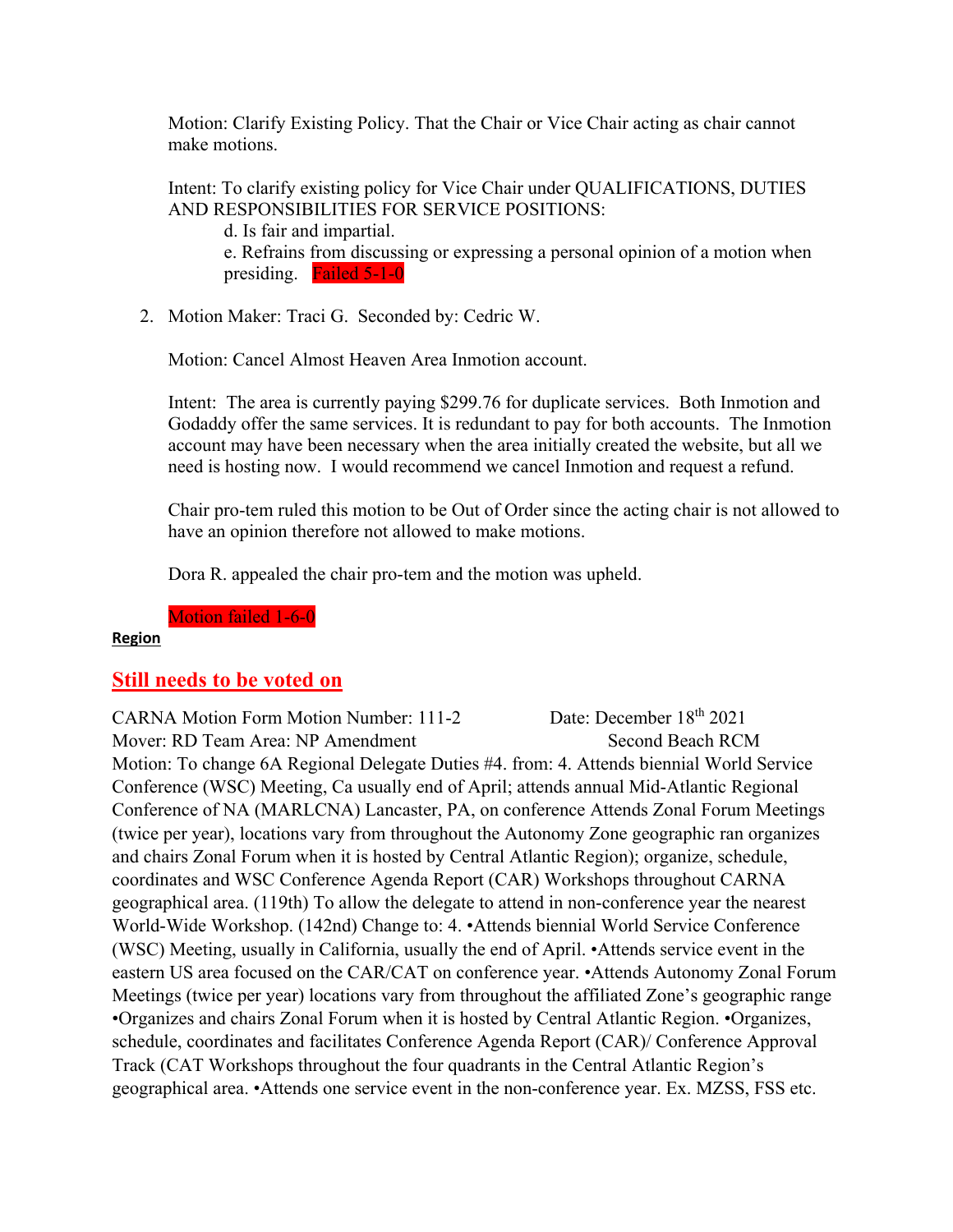Motion: Clarify Existing Policy. That the Chair or Vice Chair acting as chair cannot make motions.

Intent: To clarify existing policy for Vice Chair under QUALIFICATIONS, DUTIES AND RESPONSIBILITIES FOR SERVICE POSITIONS:

d. Is fair and impartial.

e. Refrains from discussing or expressing a personal opinion of a motion when presiding. Failed 5-1-0

2. Motion Maker: Traci G. Seconded by: Cedric W.

   Motion: Cancel Almost Heaven Area Inmotion account.

   Intent: The area is currently paying $299.76 for duplicate services. Both Inmotion and Godaddy offer the same services. It is redundant to pay for both accounts. The Inmotion account may have been necessary when the area initially created the website, but all we need is hosting now. I would recommend we cancel Inmotion and request a refund.

   Chair pro-tem ruled this motion to be Out of Order since the acting chair is not allowed to have an opinion therefore not allowed to make motions.

   Dora R. appealed the chair pro-tem and the motion was upheld.

   Motion failed 1-6-0

**Region**

## Still needs to be voted on

CARNA Motion Form Motion Number: 111-2 Date: December 18th 2021
Mover: RD Team Area: NP Amendment Second Beach RCM
Motion: To change 6A Regional Delegate Duties #4. from: 4. Attends biennial World Service Conference (WSC) Meeting, Ca usually end of April; attends annual Mid-Atlantic Regional Conference of NA (MARLCNA) Lancaster, PA, on conference Attends Zonal Forum Meetings (twice per year), locations vary from throughout the Autonomy Zone geographic ran organizes and chairs Zonal Forum when it is hosted by Central Atlantic Region); organize, schedule, coordinates and WSC Conference Agenda Report (CAR) Workshops throughout CARNA geographical area. (119th) To allow the delegate to attend in non-conference year the nearest World-Wide Workshop. (142nd) Change to: 4. •Attends biennial World Service Conference (WSC) Meeting, usually in California, usually the end of April. •Attends service event in the eastern US area focused on the CAR/CAT on conference year. •Attends Autonomy Zonal Forum Meetings (twice per year) locations vary from throughout the affiliated Zone's geographic range •Organizes and chairs Zonal Forum when it is hosted by Central Atlantic Region. •Organizes, schedule, coordinates and facilitates Conference Agenda Report (CAR)/ Conference Approval Track (CAT Workshops throughout the four quadrants in the Central Atlantic Region's geographical area. •Attends one service event in the non-conference year. Ex. MZSS, FSS etc.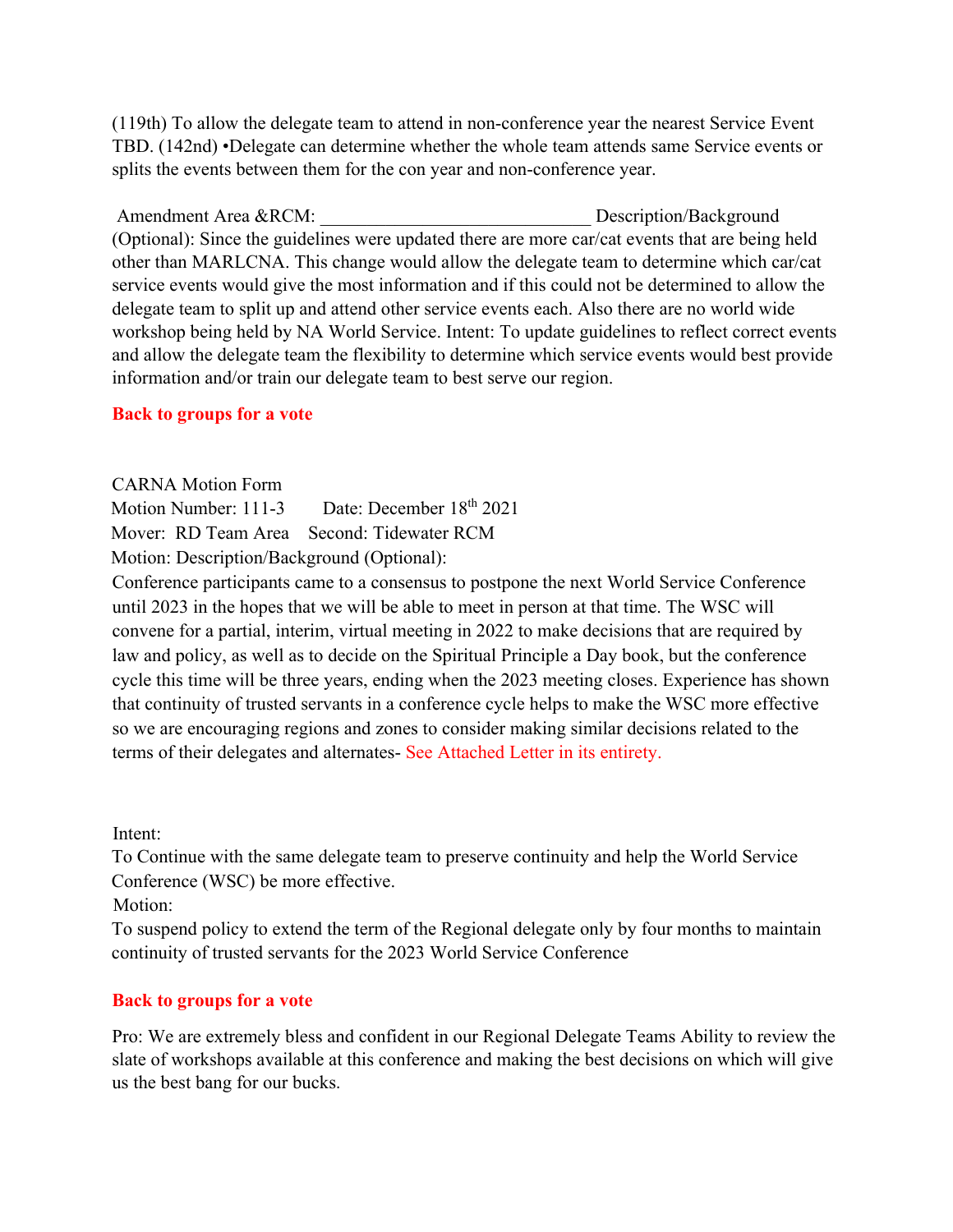(119th) To allow the delegate team to attend in non-conference year the nearest Service Event TBD. (142nd) •Delegate can determine whether the whole team attends same Service events or splits the events between them for the con year and non-conference year.

Amendment Area &RCM: ______________________________ Description/Background (Optional): Since the guidelines were updated there are more car/cat events that are being held other than MARLCNA. This change would allow the delegate team to determine which car/cat service events would give the most information and if this could not be determined to allow the delegate team to split up and attend other service events each. Also there are no world wide workshop being held by NA World Service. Intent: To update guidelines to reflect correct events and allow the delegate team the flexibility to determine which service events would best provide information and/or train our delegate team to best serve our region.

**Back to groups for a vote**

CARNA Motion Form

Motion Number: 111-3 Date: December 18th 2021

Mover: RD Team Area Second: Tidewater RCM

Motion: Description/Background (Optional):

Conference participants came to a consensus to postpone the next World Service Conference until 2023 in the hopes that we will be able to meet in person at that time. The WSC will convene for a partial, interim, virtual meeting in 2022 to make decisions that are required by law and policy, as well as to decide on the Spiritual Principle a Day book, but the conference cycle this time will be three years, ending when the 2023 meeting closes. Experience has shown that continuity of trusted servants in a conference cycle helps to make the WSC more effective so we are encouraging regions and zones to consider making similar decisions related to the terms of their delegates and alternates- See Attached Letter in its entirety.

Intent:

To Continue with the same delegate team to preserve continuity and help the World Service Conference (WSC) be more effective.

Motion:

To suspend policy to extend the term of the Regional delegate only by four months to maintain continuity of trusted servants for the 2023 World Service Conference

**Back to groups for a vote**

Pro: We are extremely bless and confident in our Regional Delegate Teams Ability to review the slate of workshops available at this conference and making the best decisions on which will give us the best bang for our bucks.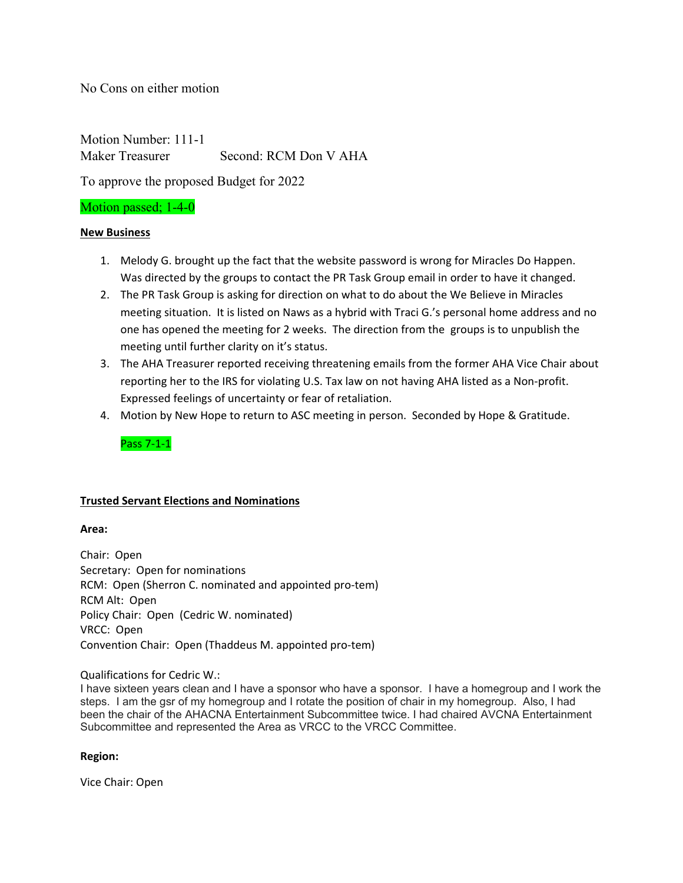No Cons on either motion

Motion Number: 111-1
Maker Treasurer Second: RCM Don V AHA

To approve the proposed Budget for 2022

Motion passed; 1-4-0

**New Business**

1. Melody G. brought up the fact that the website password is wrong for Miracles Do Happen. Was directed by the groups to contact the PR Task Group email in order to have it changed.
2. The PR Task Group is asking for direction on what to do about the We Believe in Miracles meeting situation. It is listed on Naws as a hybrid with Traci G.'s personal home address and no one has opened the meeting for 2 weeks. The direction from the groups is to unpublish the meeting until further clarity on it's status.
3. The AHA Treasurer reported receiving threatening emails from the former AHA Vice Chair about reporting her to the IRS for violating U.S. Tax law on not having AHA listed as a Non-profit. Expressed feelings of uncertainty or fear of retaliation.
4. Motion by New Hope to return to ASC meeting in person. Seconded by Hope & Gratitude.

   Pass 7-1-1

**Trusted Servant Elections and Nominations**

**Area:**

Chair: Open
Secretary: Open for nominations
RCM: Open (Sherron C. nominated and appointed pro-tem)
RCM Alt: Open
Policy Chair: Open (Cedric W. nominated)
VRCC: Open
Convention Chair: Open (Thaddeus M. appointed pro-tem)

Qualifications for Cedric W.:
I have sixteen years clean and I have a sponsor who have a sponsor. I have a homegroup and I work the steps. I am the gsr of my homegroup and I rotate the position of chair in my homegroup. Also, I had been the chair of the AHACNA Entertainment Subcommittee twice. I had chaired AVCNA Entertainment Subcommittee and represented the Area as VRCC to the VRCC Committee.

**Region:**

Vice Chair: Open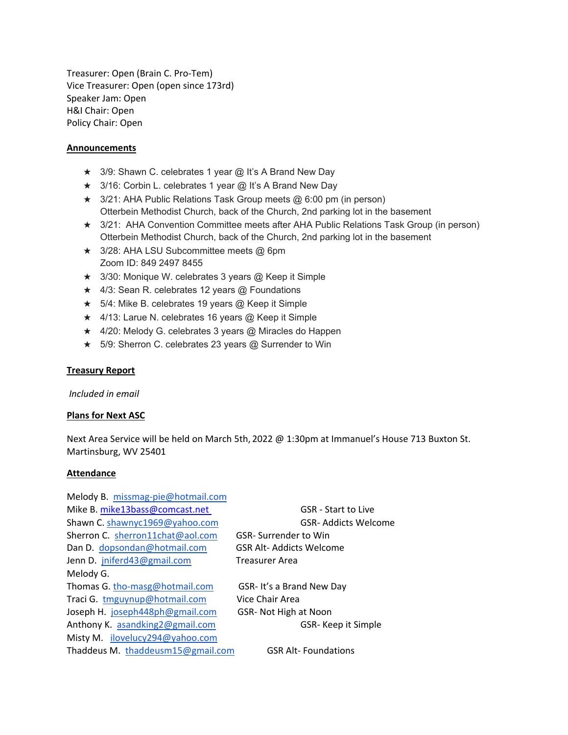Treasurer: Open (Brain C. Pro-Tem)
Vice Treasurer: Open (open since 173rd)
Speaker Jam: Open
H&I Chair: Open
Policy Chair: Open

**Announcements**

- ★ 3/9: Shawn C. celebrates 1 year @ It's A Brand New Day
- ★ 3/16: Corbin L. celebrates 1 year @ It's A Brand New Day
- ★ 3/21: AHA Public Relations Task Group meets @ 6:00 pm (in person)
  Otterbein Methodist Church, back of the Church, 2nd parking lot in the basement
- ★ 3/21: AHA Convention Committee meets after AHA Public Relations Task Group (in person)
  Otterbein Methodist Church, back of the Church, 2nd parking lot in the basement
- ★ 3/28: AHA LSU Subcommittee meets @ 6pm
  Zoom ID: 849 2497 8455
- ★ 3/30: Monique W. celebrates 3 years @ Keep it Simple
- ★ 4/3: Sean R. celebrates 12 years @ Foundations
- ★ 5/4: Mike B. celebrates 19 years @ Keep it Simple
- ★ 4/13: Larue N. celebrates 16 years @ Keep it Simple
- ★ 4/20: Melody G. celebrates 3 years @ Miracles do Happen
- ★ 5/9: Sherron C. celebrates 23 years @ Surrender to Win

**Treasury Report**

*Included in email*

**Plans for Next ASC**

Next Area Service will be held on March 5th, 2022 @ 1:30pm at Immanuel's House 713 Buxton St. Martinsburg, WV 25401

**Attendance**

| Name | Email | Position |
|---|---|---|
| Melody B. | missmag-pie@hotmail.com | |
| Mike B. | mike13bass@comcast.net | GSR - Start to Live |
| Shawn C. | shawnyc1969@yahoo.com | GSR- Addicts Welcome |
| Sherron C. | sherron11chat@aol.com | GSR- Surrender to Win |
| Dan D. | dopsondan@hotmail.com | GSR Alt- Addicts Welcome |
| Jenn D. | jniferd43@gmail.com | Treasurer Area |
| Melody G. | | |
| Thomas G. | tho-masg@hotmail.com | GSR- It's a Brand New Day |
| Traci G. | tmguynup@hotmail.com | Vice Chair Area |
| Joseph H. | joseph448ph@gmail.com | GSR- Not High at Noon |
| Anthony K. | asandking2@gmail.com | GSR- Keep it Simple |
| Misty M. | ilovelucy294@yahoo.com | |
| Thaddeus M. | thaddeusm15@gmail.com | GSR Alt- Foundations |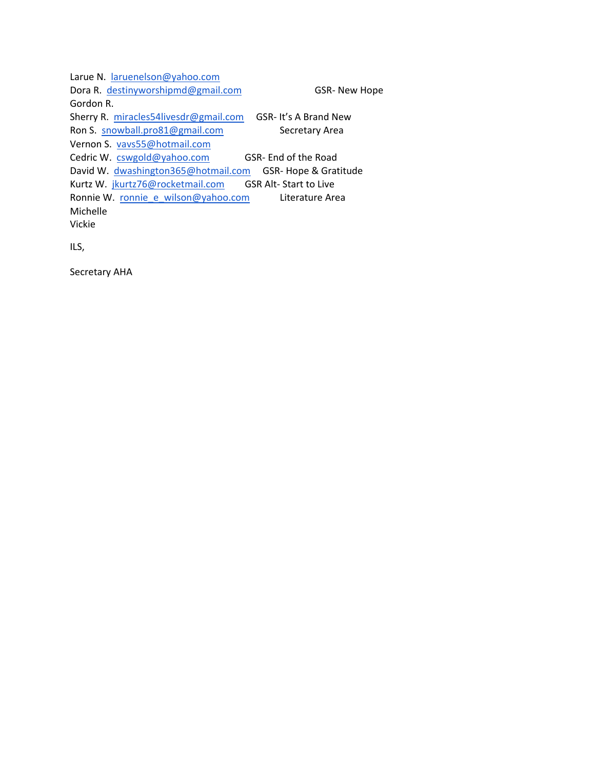Larue N. laruenelson@yahoo.com
Dora R. destinyworshipmd@gmail.com GSR- New Hope
Gordon R.
Sherry R. miracles54livesdr@gmail.com GSR- It's A Brand New
Ron S. snowball.pro81@gmail.com Secretary Area
Vernon S. vavs55@hotmail.com
Cedric W. cswgold@yahoo.com GSR- End of the Road
David W. dwashington365@hotmail.com GSR- Hope & Gratitude
Kurtz W. jkurtz76@rocketmail.com GSR Alt- Start to Live
Ronnie W. ronnie_e_wilson@yahoo.com Literature Area
Michelle
Vickie

ILS,

Secretary AHA